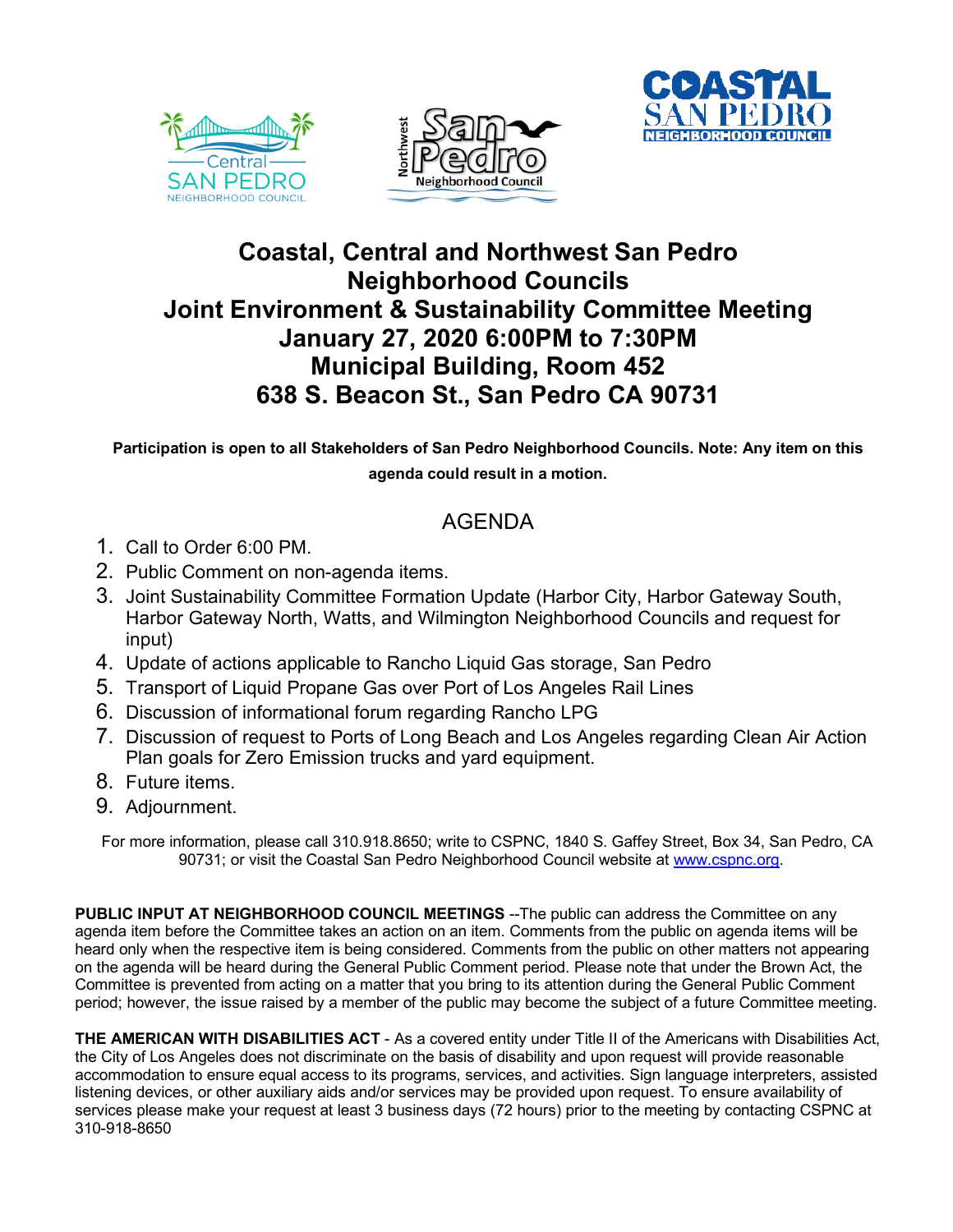# Coastal, Central and Northwest San Pedro Neighborhood Councils
# Joint Environment & Sustainability Committee Meeting
# January 27, 2020 6:00PM to 7:30PM
# Municipal Building, Room 452
# 638 S. Beacon St., San Pedro CA 90731

**Participation is open to all Stakeholders of San Pedro Neighborhood Councils. Note: Any item on this agenda could result in a motion.**

## AGENDA

1. Call to Order 6:00 PM.
2. Public Comment on non-agenda items.
3. Joint Sustainability Committee Formation Update (Harbor City, Harbor Gateway South, Harbor Gateway North, Watts, and Wilmington Neighborhood Councils and request for input)
4. Update of actions applicable to Rancho Liquid Gas storage, San Pedro
5. Transport of Liquid Propane Gas over Port of Los Angeles Rail Lines
6. Discussion of informational forum regarding Rancho LPG
7. Discussion of request to Ports of Long Beach and Los Angeles regarding Clean Air Action Plan goals for Zero Emission trucks and yard equipment.
8. Future items.
9. Adjournment.

For more information, please call 310.918.8650; write to CSPNC, 1840 S. Gaffey Street, Box 34, San Pedro, CA 90731; or visit the Coastal San Pedro Neighborhood Council website at www.cspnc.org.

**PUBLIC INPUT AT NEIGHBORHOOD COUNCIL MEETINGS** --The public can address the Committee on any agenda item before the Committee takes an action on an item. Comments from the public on agenda items will be heard only when the respective item is being considered. Comments from the public on other matters not appearing on the agenda will be heard during the General Public Comment period. Please note that under the Brown Act, the Committee is prevented from acting on a matter that you bring to its attention during the General Public Comment period; however, the issue raised by a member of the public may become the subject of a future Committee meeting.

**THE AMERICAN WITH DISABILITIES ACT** - As a covered entity under Title II of the Americans with Disabilities Act, the City of Los Angeles does not discriminate on the basis of disability and upon request will provide reasonable accommodation to ensure equal access to its programs, services, and activities. Sign language interpreters, assisted listening devices, or other auxiliary aids and/or services may be provided upon request. To ensure availability of services please make your request at least 3 business days (72 hours) prior to the meeting by contacting CSPNC at 310-918-8650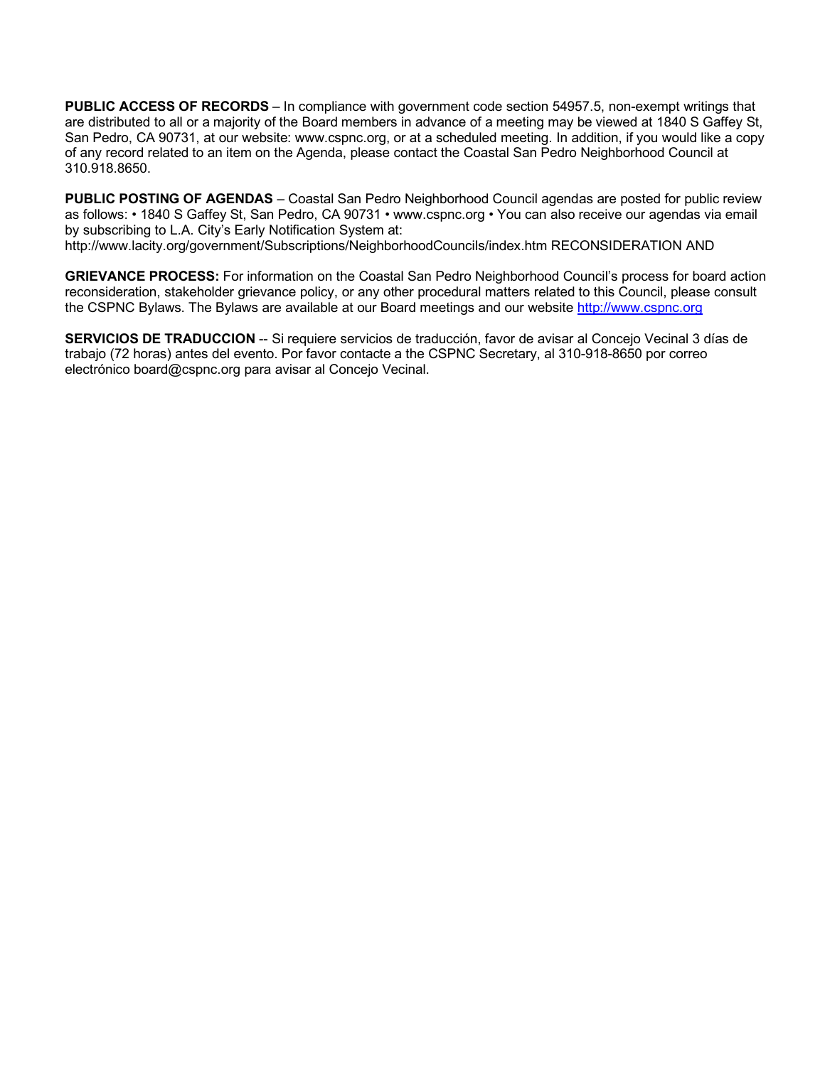**PUBLIC ACCESS OF RECORDS** – In compliance with government code section 54957.5, non-exempt writings that are distributed to all or a majority of the Board members in advance of a meeting may be viewed at 1840 S Gaffey St, San Pedro, CA 90731, at our website: www.cspnc.org, or at a scheduled meeting. In addition, if you would like a copy of any record related to an item on the Agenda, please contact the Coastal San Pedro Neighborhood Council at 310.918.8650.

**PUBLIC POSTING OF AGENDAS** – Coastal San Pedro Neighborhood Council agendas are posted for public review as follows: • 1840 S Gaffey St, San Pedro, CA 90731 • www.cspnc.org • You can also receive our agendas via email by subscribing to L.A. City's Early Notification System at: http://www.lacity.org/government/Subscriptions/NeighborhoodCouncils/index.htm RECONSIDERATION AND

**GRIEVANCE PROCESS:** For information on the Coastal San Pedro Neighborhood Council's process for board action reconsideration, stakeholder grievance policy, or any other procedural matters related to this Council, please consult the CSPNC Bylaws. The Bylaws are available at our Board meetings and our website http://www.cspnc.org

**SERVICIOS DE TRADUCCION** -- Si requiere servicios de traducción, favor de avisar al Concejo Vecinal 3 días de trabajo (72 horas) antes del evento. Por favor contacte a the CSPNC Secretary, al 310-918-8650 por correo electrónico board@cspnc.org para avisar al Concejo Vecinal.